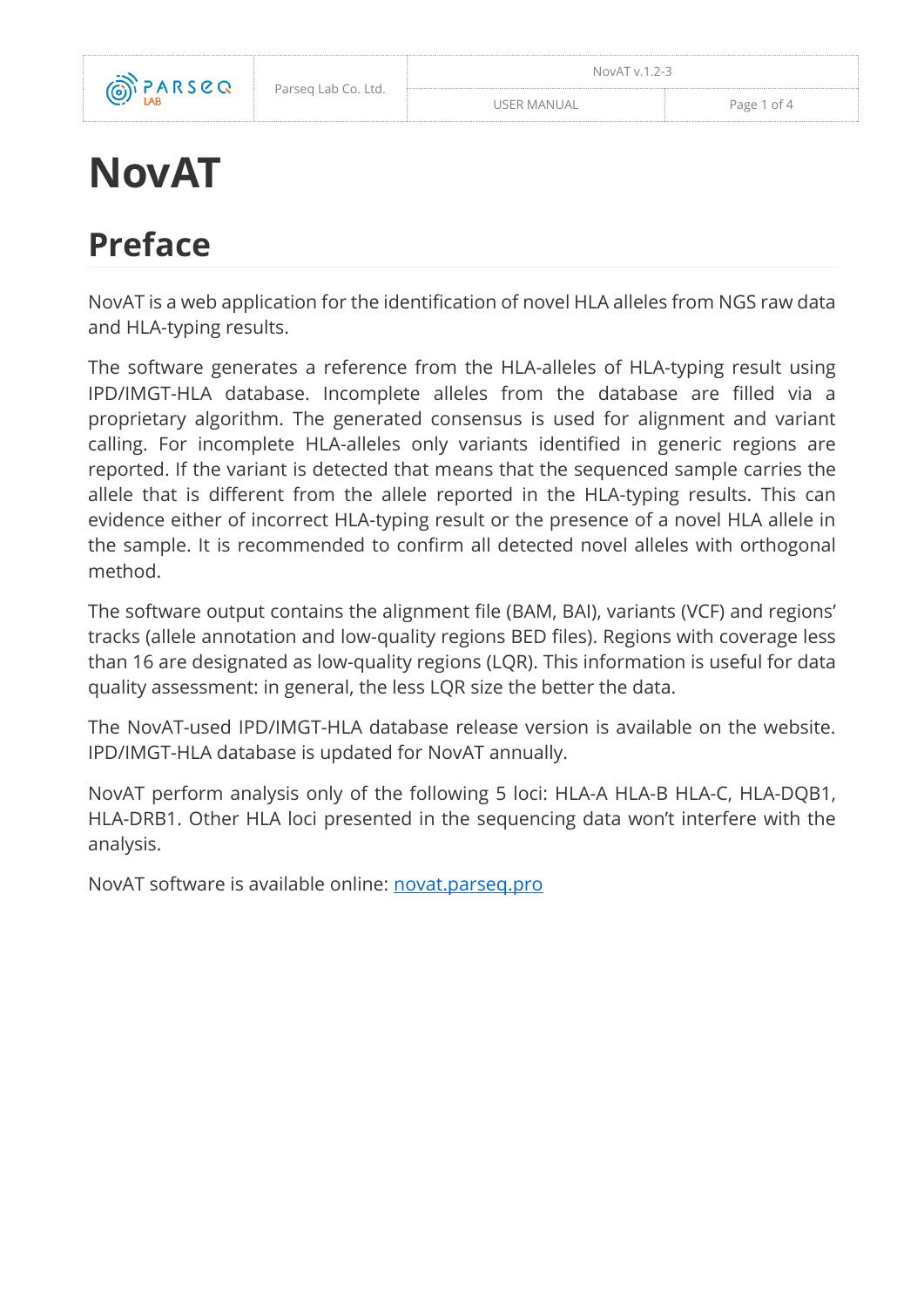# NovAT

## Preface

NovAT is a web application for the identification of novel HLA alleles from NGS raw data and HLA-typing results.

The software generates a reference from the HLA-alleles of HLA-typing result using IPD/IMGT-HLA database. Incomplete alleles from the database are filled via a proprietary algorithm. The generated consensus is used for alignment and variant calling. For incomplete HLA-alleles only variants identified in generic regions are reported. If the variant is detected that means that the sequenced sample carries the allele that is different from the allele reported in the HLA-typing results. This can evidence either of incorrect HLA-typing result or the presence of a novel HLA allele in the sample. It is recommended to confirm all detected novel alleles with orthogonal method.

The software output contains the alignment file (BAM, BAI), variants (VCF) and regions' tracks (allele annotation and low-quality regions BED files). Regions with coverage less than 16 are designated as low-quality regions (LQR). This information is useful for data quality assessment: in general, the less LQR size the better the data.

The NovAT-used IPD/IMGT-HLA database release version is available on the website. IPD/IMGT-HLA database is updated for NovAT annually.

NovAT perform analysis only of the following 5 loci: HLA-A HLA-B HLA-C, HLA-DQB1, HLA-DRB1. Other HLA loci presented in the sequencing data won't interfere with the analysis.

NovAT software is available online: [novat.parseq.pro](novat.parseq.pro)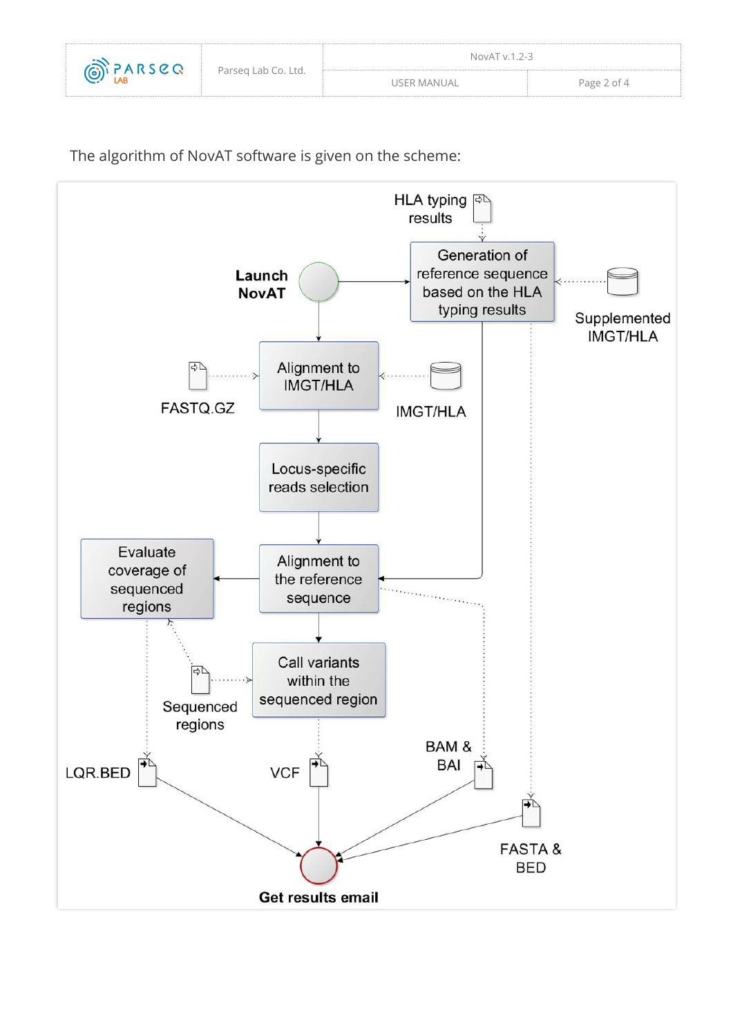The algorithm of NovAT software is given on the scheme:

HLA typing results

**Launch NovAT**

Generation of reference sequence based on the HLA typing results

Supplemented IMGT/HLA

FASTQ.GZ

Alignment to IMGT/HLA

IMGT/HLA

Locus-specific reads selection

Evaluate coverage of sequenced regions

Alignment to the reference sequence

Call variants within the sequenced region

Sequenced regions

LQR.BED

VCF

BAM & BAI

FASTA & BED

**Get results email**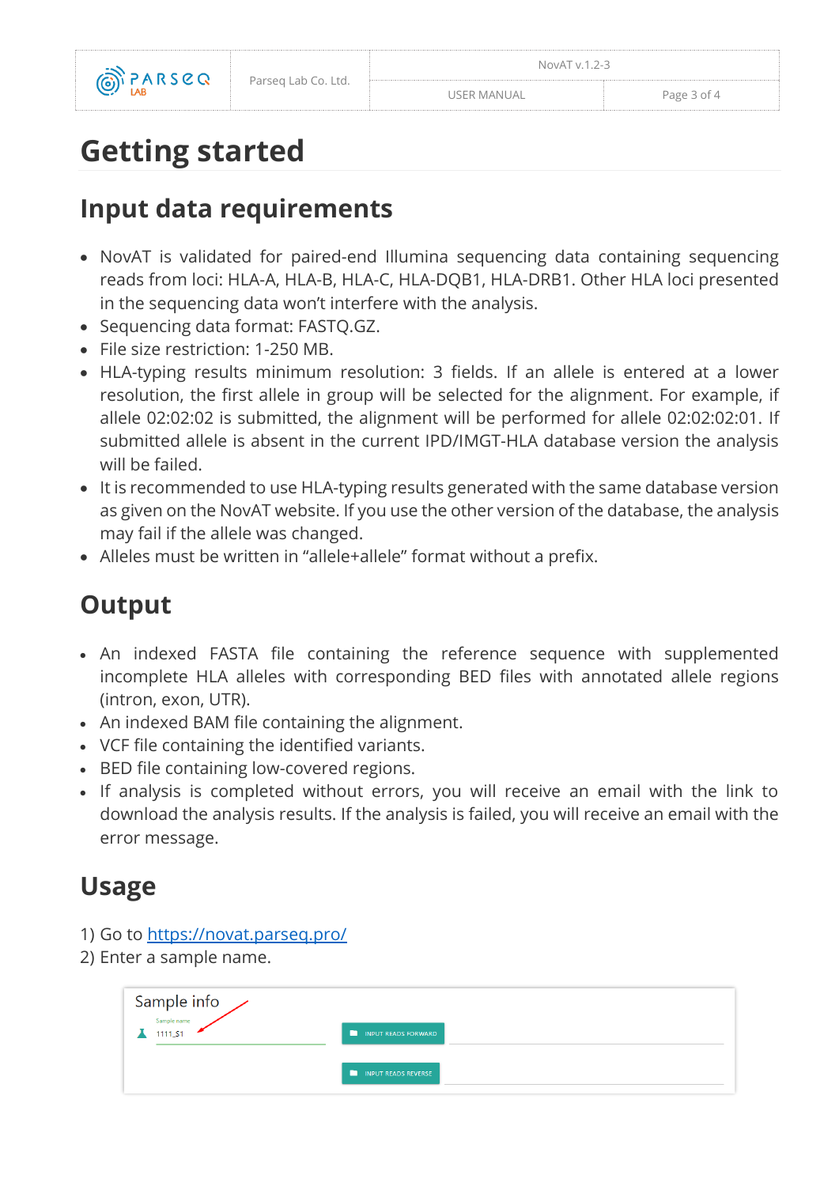# Getting started

## Input data requirements

- NovAT is validated for paired-end Illumina sequencing data containing sequencing reads from loci: HLA-A, HLA-B, HLA-C, HLA-DQB1, HLA-DRB1. Other HLA loci presented in the sequencing data won't interfere with the analysis.
- Sequencing data format: FASTQ.GZ.
- File size restriction: 1-250 MB.
- HLA-typing results minimum resolution: 3 fields. If an allele is entered at a lower resolution, the first allele in group will be selected for the alignment. For example, if allele 02:02:02 is submitted, the alignment will be performed for allele 02:02:02:01. If submitted allele is absent in the current IPD/IMGT-HLA database version the analysis will be failed.
- It is recommended to use HLA-typing results generated with the same database version as given on the NovAT website. If you use the other version of the database, the analysis may fail if the allele was changed.
- Alleles must be written in "allele+allele" format without a prefix.

## Output

- An indexed FASTA file containing the reference sequence with supplemented incomplete HLA alleles with corresponding BED files with annotated allele regions (intron, exon, UTR).
- An indexed BAM file containing the alignment.
- VCF file containing the identified variants.
- BED file containing low-covered regions.
- If analysis is completed without errors, you will receive an email with the link to download the analysis results. If the analysis is failed, you will receive an email with the error message.

## Usage

1) Go to [https://novat.parseq.pro/](https://novat.parseq.pro/)
2) Enter a sample name.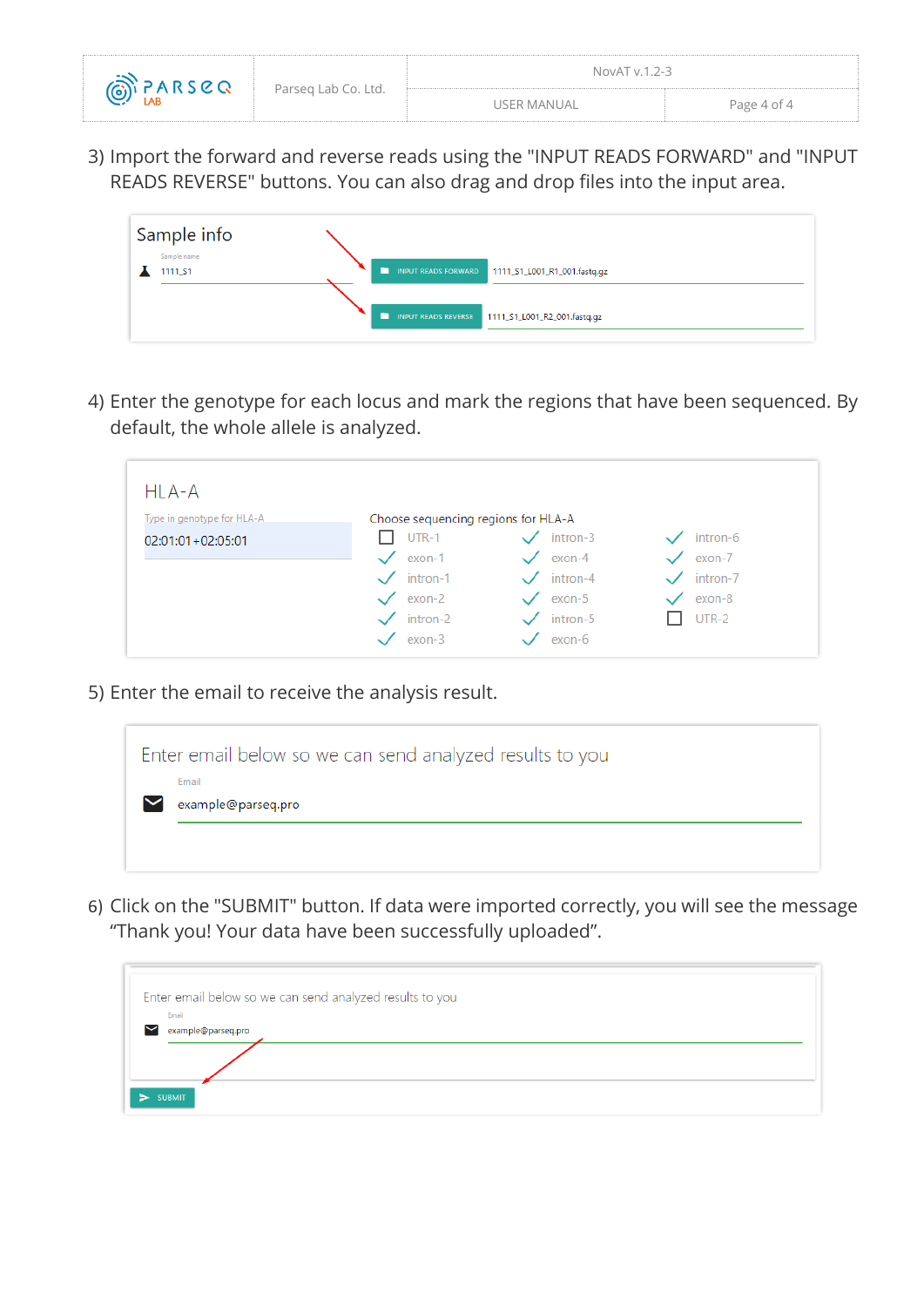3) Import the forward and reverse reads using the "INPUT READS FORWARD" and "INPUT READS REVERSE" buttons. You can also drag and drop files into the input area.

Sample info

Sample name

1111_S1

INPUT READS FORWARD 1111_S1_L001_R1_001.fastq.gz

INPUT READS REVERSE 1111_S1_L001_R2_001.fastq.gz

4) Enter the genotype for each locus and mark the regions that have been sequenced. By default, the whole allele is analyzed.

HLA-A

Type in genotype for HLA-A

02:01:01+02:05:01

Choose sequencing regions for HLA-A

- [ ] UTR-1
- [x] exon-1
- [x] intron-1
- [x] exon-2
- [x] intron-2
- [x] exon-3
- [x] intron-3
- [x] exon-4
- [x] intron-4
- [x] exon-5
- [x] intron-5
- [x] exon-6
- [x] intron-6
- [x] exon-7
- [x] intron-7
- [x] exon-8
- [ ] UTR-2

5) Enter the email to receive the analysis result.

Enter email below so we can send analyzed results to you

Email

example@parseq.pro

6) Click on the "SUBMIT" button. If data were imported correctly, you will see the message “Thank you! Your data have been successfully uploaded”.

Enter email below so we can send analyzed results to you

Email

example@parseq.pro

SUBMIT